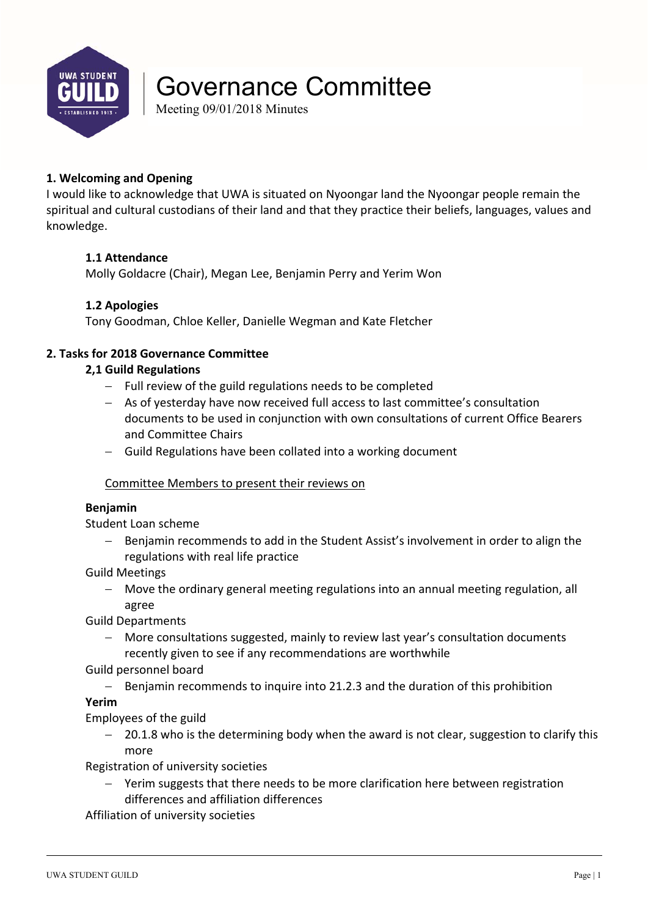# Governance Committee

Meeting 09/01/2018 Minutes

**1. Welcoming and Opening**

I would like to acknowledge that UWA is situated on Nyoongar land the Nyoongar people remain the spiritual and cultural custodians of their land and that they practice their beliefs, languages, values and knowledge.

**1.1 Attendance**

Molly Goldacre (Chair), Megan Lee, Benjamin Perry and Yerim Won

**1.2 Apologies**

Tony Goodman, Chloe Keller, Danielle Wegman and Kate Fletcher

**2. Tasks for 2018 Governance Committee**

**2,1 Guild Regulations**

- Full review of the guild regulations needs to be completed
- As of yesterday have now received full access to last committee's consultation documents to be used in conjunction with own consultations of current Office Bearers and Committee Chairs
- Guild Regulations have been collated into a working document

<u>Committee Members to present their reviews on</u>

**Benjamin**

Student Loan scheme

- Benjamin recommends to add in the Student Assist's involvement in order to align the regulations with real life practice

Guild Meetings

- Move the ordinary general meeting regulations into an annual meeting regulation, all agree

Guild Departments

- More consultations suggested, mainly to review last year's consultation documents recently given to see if any recommendations are worthwhile

Guild personnel board

- Benjamin recommends to inquire into 21.2.3 and the duration of this prohibition

**Yerim**

Employees of the guild

- 20.1.8 who is the determining body when the award is not clear, suggestion to clarify this more

Registration of university societies

- Yerim suggests that there needs to be more clarification here between registration differences and affiliation differences

Affiliation of university societies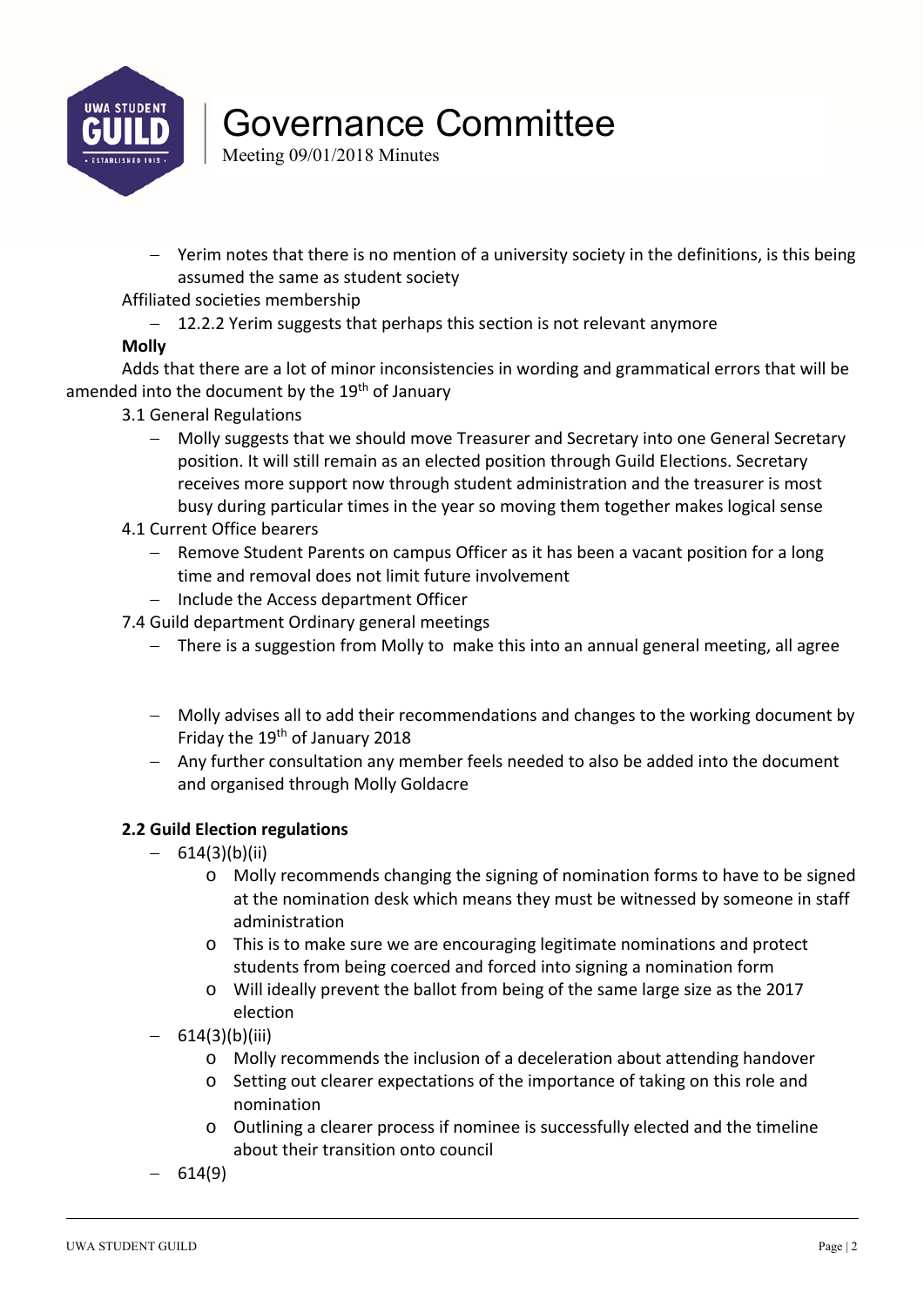- Yerim notes that there is no mention of a university society in the definitions, is this being assumed the same as student society

Affiliated societies membership

- 12.2.2 Yerim suggests that perhaps this section is not relevant anymore

**Molly**

Adds that there are a lot of minor inconsistencies in wording and grammatical errors that will be amended into the document by the 19th of January

3.1 General Regulations

- Molly suggests that we should move Treasurer and Secretary into one General Secretary position. It will still remain as an elected position through Guild Elections. Secretary receives more support now through student administration and the treasurer is most busy during particular times in the year so moving them together makes logical sense

4.1 Current Office bearers

- Remove Student Parents on campus Officer as it has been a vacant position for a long time and removal does not limit future involvement
- Include the Access department Officer

7.4 Guild department Ordinary general meetings

- There is a suggestion from Molly to make this into an annual general meeting, all agree

- Molly advises all to add their recommendations and changes to the working document by Friday the 19th of January 2018
- Any further consultation any member feels needed to also be added into the document and organised through Molly Goldacre

**2.2 Guild Election regulations**

- 614(3)(b)(ii)
  - Molly recommends changing the signing of nomination forms to have to be signed at the nomination desk which means they must be witnessed by someone in staff administration
  - This is to make sure we are encouraging legitimate nominations and protect students from being coerced and forced into signing a nomination form
  - Will ideally prevent the ballot from being of the same large size as the 2017 election
- 614(3)(b)(iii)
  - Molly recommends the inclusion of a deceleration about attending handover
  - Setting out clearer expectations of the importance of taking on this role and nomination
  - Outlining a clearer process if nominee is successfully elected and the timeline about their transition onto council
- 614(9)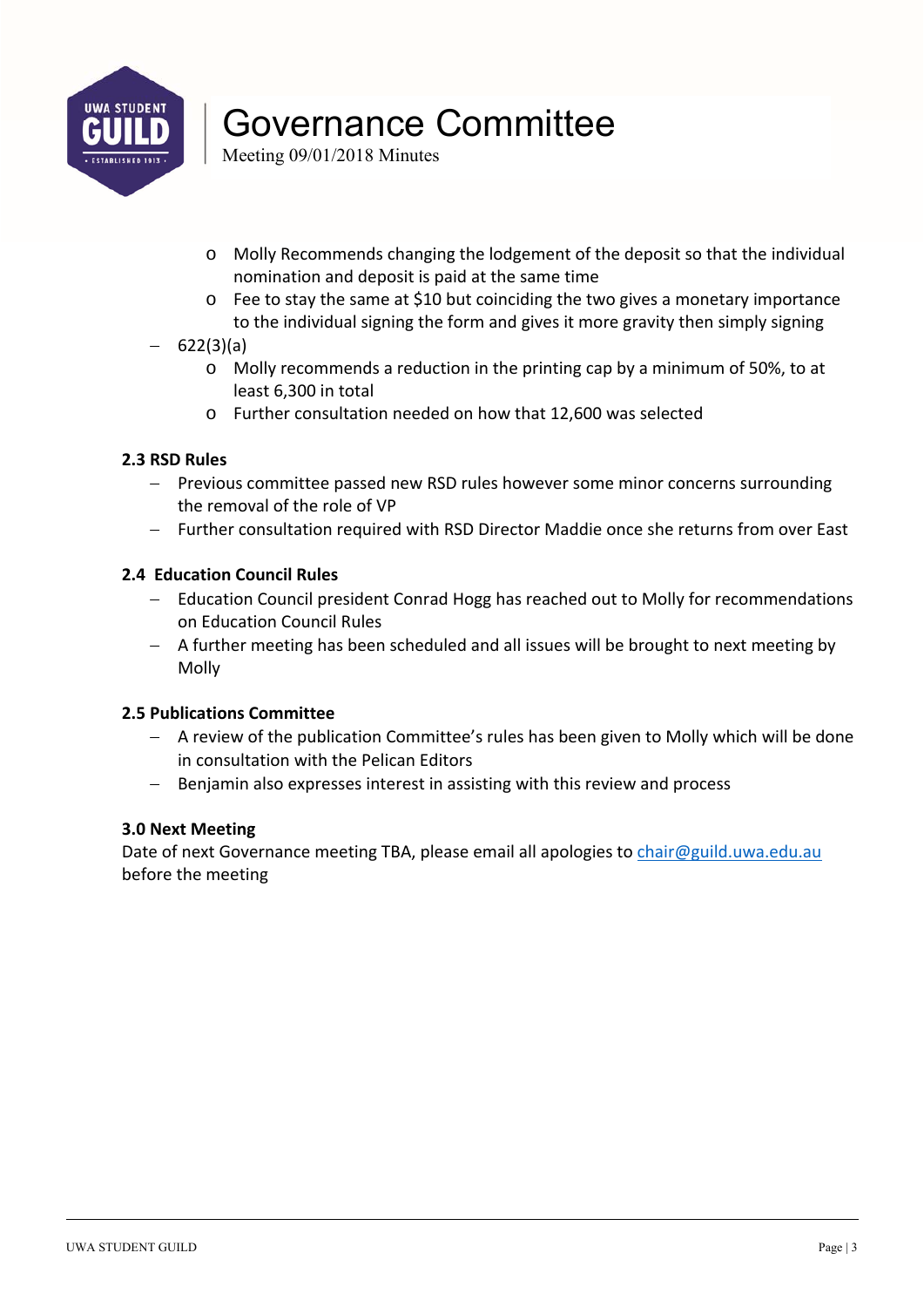- Molly Recommends changing the lodgement of the deposit so that the individual nomination and deposit is paid at the same time
  - Fee to stay the same at $10 but coinciding the two gives a monetary importance to the individual signing the form and gives it more gravity then simply signing
- 622(3)(a)
  - Molly recommends a reduction in the printing cap by a minimum of 50%, to at least 6,300 in total
  - Further consultation needed on how that 12,600 was selected

**2.3 RSD Rules**

- Previous committee passed new RSD rules however some minor concerns surrounding the removal of the role of VP
- Further consultation required with RSD Director Maddie once she returns from over East

**2.4 Education Council Rules**

- Education Council president Conrad Hogg has reached out to Molly for recommendations on Education Council Rules
- A further meeting has been scheduled and all issues will be brought to next meeting by Molly

**2.5 Publications Committee**

- A review of the publication Committee's rules has been given to Molly which will be done in consultation with the Pelican Editors
- Benjamin also expresses interest in assisting with this review and process

**3.0 Next Meeting**

Date of next Governance meeting TBA, please email all apologies to chair@guild.uwa.edu.au before the meeting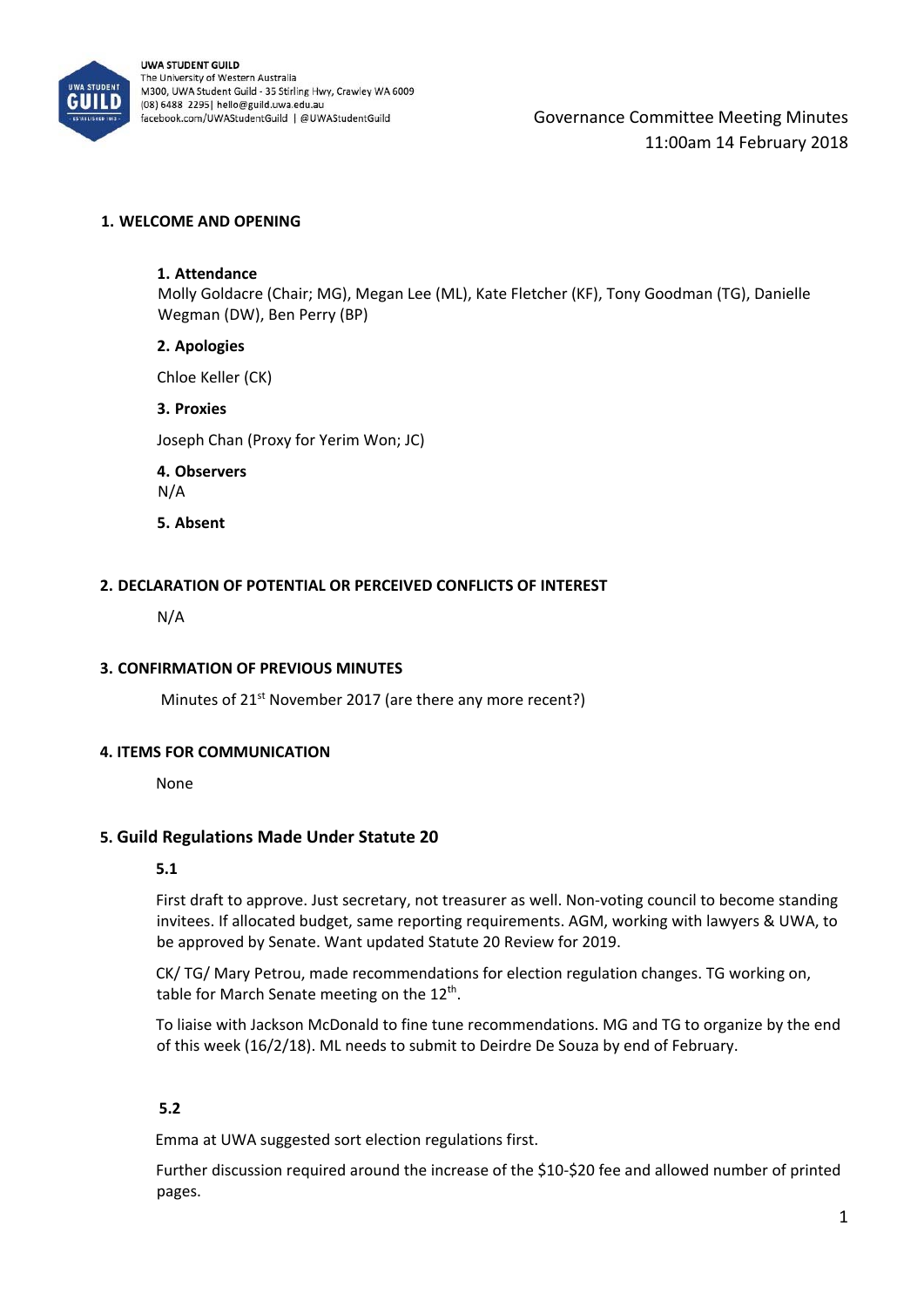Governance Committee Meeting Minutes
11:00am 14 February 2018

## 1. WELCOME AND OPENING

### 1. Attendance

Molly Goldacre (Chair; MG), Megan Lee (ML), Kate Fletcher (KF), Tony Goodman (TG), Danielle Wegman (DW), Ben Perry (BP)

### 2. Apologies

Chloe Keller (CK)

### 3. Proxies

Joseph Chan (Proxy for Yerim Won; JC)

### 4. Observers

N/A

### 5. Absent

## 2. DECLARATION OF POTENTIAL OR PERCEIVED CONFLICTS OF INTEREST

N/A

## 3. CONFIRMATION OF PREVIOUS MINUTES

Minutes of 21st November 2017 (are there any more recent?)

## 4. ITEMS FOR COMMUNICATION

None

## 5. Guild Regulations Made Under Statute 20

### 5.1

First draft to approve. Just secretary, not treasurer as well. Non-voting council to become standing invitees. If allocated budget, same reporting requirements. AGM, working with lawyers & UWA, to be approved by Senate. Want updated Statute 20 Review for 2019.

CK/ TG/ Mary Petrou, made recommendations for election regulation changes. TG working on, table for March Senate meeting on the 12th.

To liaise with Jackson McDonald to fine tune recommendations. MG and TG to organize by the end of this week (16/2/18). ML needs to submit to Deirdre De Souza by end of February.

### 5.2

Emma at UWA suggested sort election regulations first.

Further discussion required around the increase of the \$10-\$20 fee and allowed number of printed pages.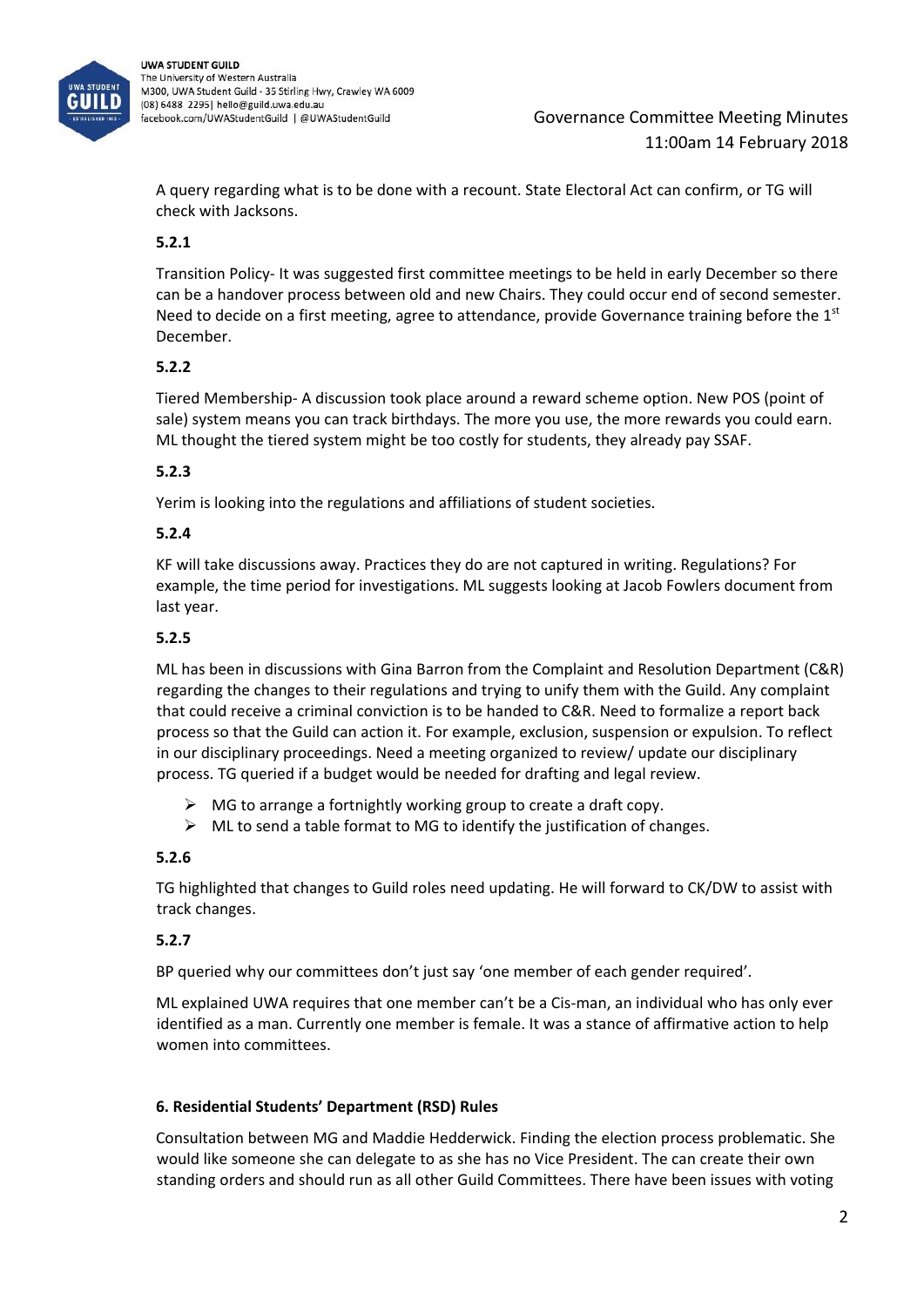A query regarding what is to be done with a recount. State Electoral Act can confirm, or TG will check with Jacksons.

**5.2.1**

Transition Policy- It was suggested first committee meetings to be held in early December so there can be a handover process between old and new Chairs. They could occur end of second semester. Need to decide on a first meeting, agree to attendance, provide Governance training before the 1st December.

**5.2.2**

Tiered Membership- A discussion took place around a reward scheme option. New POS (point of sale) system means you can track birthdays. The more you use, the more rewards you could earn. ML thought the tiered system might be too costly for students, they already pay SSAF.

**5.2.3**

Yerim is looking into the regulations and affiliations of student societies.

**5.2.4**

KF will take discussions away. Practices they do are not captured in writing. Regulations? For example, the time period for investigations. ML suggests looking at Jacob Fowlers document from last year.

**5.2.5**

ML has been in discussions with Gina Barron from the Complaint and Resolution Department (C&R) regarding the changes to their regulations and trying to unify them with the Guild. Any complaint that could receive a criminal conviction is to be handed to C&R. Need to formalize a report back process so that the Guild can action it. For example, exclusion, suspension or expulsion. To reflect in our disciplinary proceedings. Need a meeting organized to review/ update our disciplinary process. TG queried if a budget would be needed for drafting and legal review.

- MG to arrange a fortnightly working group to create a draft copy.
- ML to send a table format to MG to identify the justification of changes.

**5.2.6**

TG highlighted that changes to Guild roles need updating. He will forward to CK/DW to assist with track changes.

**5.2.7**

BP queried why our committees don't just say 'one member of each gender required'.

ML explained UWA requires that one member can't be a Cis-man, an individual who has only ever identified as a man. Currently one member is female. It was a stance of affirmative action to help women into committees.

**6. Residential Students' Department (RSD) Rules**

Consultation between MG and Maddie Hedderwick. Finding the election process problematic. She would like someone she can delegate to as she has no Vice President. The can create their own standing orders and should run as all other Guild Committees. There have been issues with voting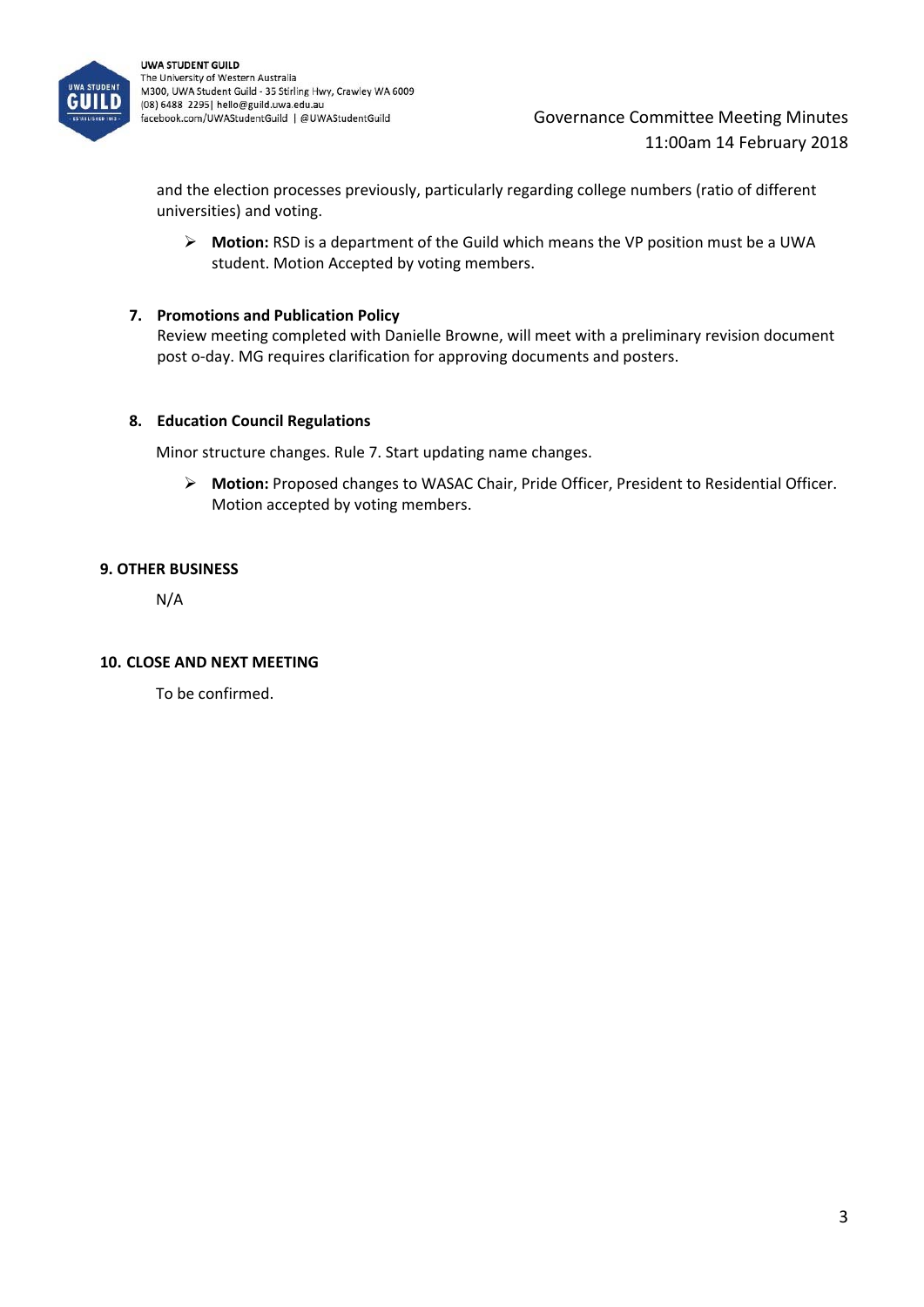and the election processes previously, particularly regarding college numbers (ratio of different universities) and voting.

- **Motion:** RSD is a department of the Guild which means the VP position must be a UWA student. Motion Accepted by voting members.

### 7. Promotions and Publication Policy

Review meeting completed with Danielle Browne, will meet with a preliminary revision document post o-day. MG requires clarification for approving documents and posters.

### 8. Education Council Regulations

Minor structure changes. Rule 7. Start updating name changes.

- **Motion:** Proposed changes to WASAC Chair, Pride Officer, President to Residential Officer. Motion accepted by voting members.

## 9. OTHER BUSINESS

N/A

## 10. CLOSE AND NEXT MEETING

To be confirmed.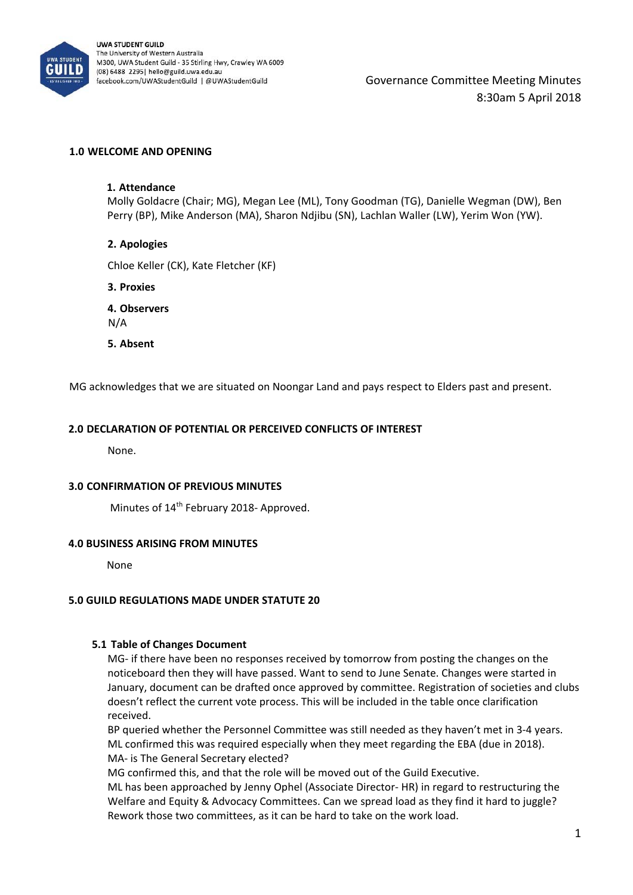UWA STUDENT GUILD
The University of Western Australia
M300, UWA Student Guild - 35 Stirling Hwy, Crawley WA 6009
(08) 6488 2295| hello@guild.uwa.edu.au
facebook.com/UWAStudentGuild | @UWAStudentGuild

Governance Committee Meeting Minutes
8:30am 5 April 2018

## 1.0 WELCOME AND OPENING

**1. Attendance**

Molly Goldacre (Chair; MG), Megan Lee (ML), Tony Goodman (TG), Danielle Wegman (DW), Ben Perry (BP), Mike Anderson (MA), Sharon Ndjibu (SN), Lachlan Waller (LW), Yerim Won (YW).

**2. Apologies**

Chloe Keller (CK), Kate Fletcher (KF)

**3. Proxies**

**4. Observers**

N/A

**5. Absent**

MG acknowledges that we are situated on Noongar Land and pays respect to Elders past and present.

## 2.0 DECLARATION OF POTENTIAL OR PERCEIVED CONFLICTS OF INTEREST

None.

## 3.0 CONFIRMATION OF PREVIOUS MINUTES

Minutes of 14th February 2018- Approved.

## 4.0 BUSINESS ARISING FROM MINUTES

None

## 5.0 GUILD REGULATIONS MADE UNDER STATUTE 20

### 5.1 Table of Changes Document

MG- if there have been no responses received by tomorrow from posting the changes on the noticeboard then they will have passed. Want to send to June Senate. Changes were started in January, document can be drafted once approved by committee. Registration of societies and clubs doesn't reflect the current vote process. This will be included in the table once clarification received.

BP queried whether the Personnel Committee was still needed as they haven't met in 3-4 years. ML confirmed this was required especially when they meet regarding the EBA (due in 2018).

MA- is The General Secretary elected?

MG confirmed this, and that the role will be moved out of the Guild Executive.

ML has been approached by Jenny Ophel (Associate Director- HR) in regard to restructuring the Welfare and Equity & Advocacy Committees. Can we spread load as they find it hard to juggle? Rework those two committees, as it can be hard to take on the work load.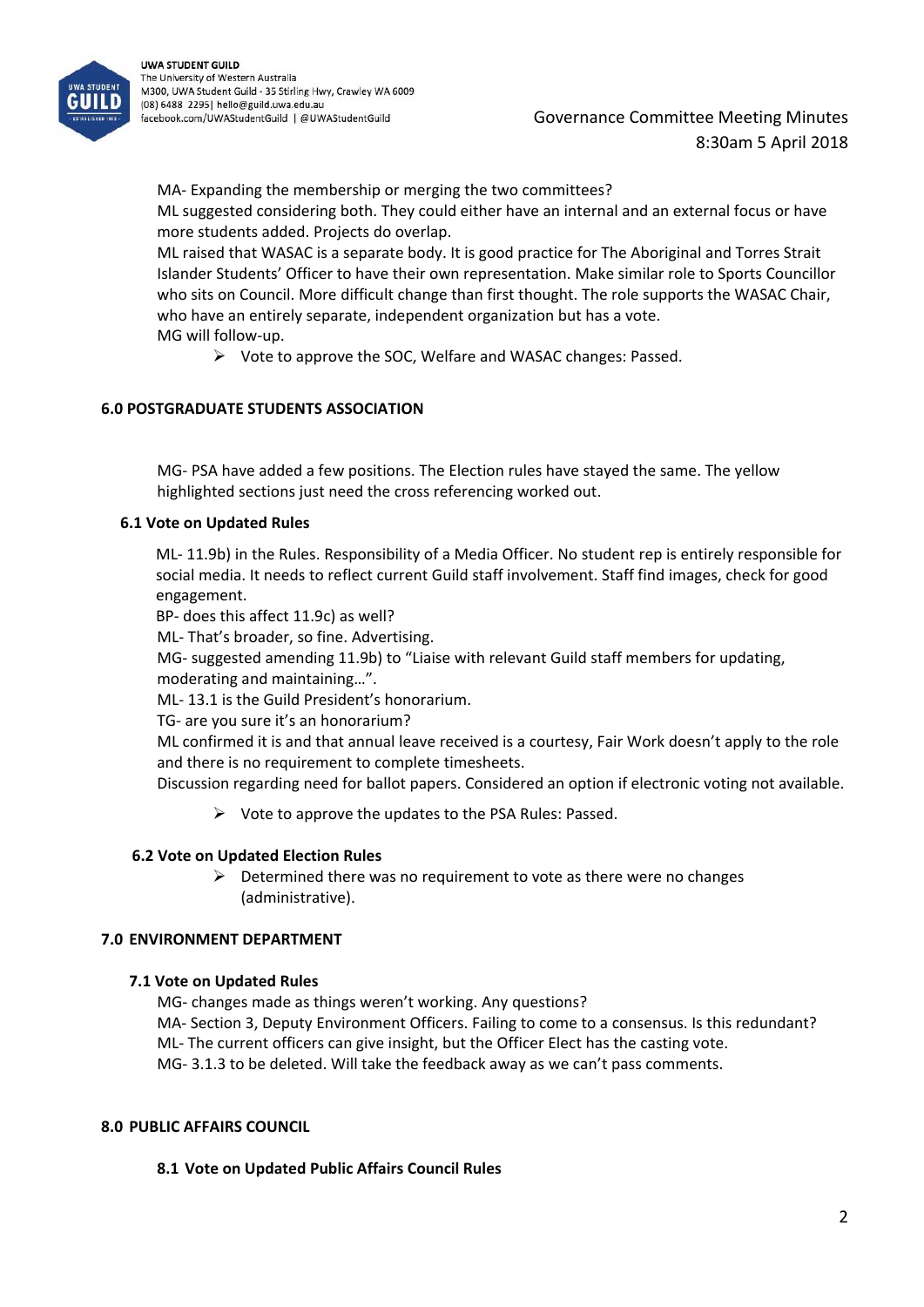MA- Expanding the membership or merging the two committees?

ML suggested considering both. They could either have an internal and an external focus or have more students added. Projects do overlap.

ML raised that WASAC is a separate body. It is good practice for The Aboriginal and Torres Strait Islander Students' Officer to have their own representation. Make similar role to Sports Councillor who sits on Council. More difficult change than first thought. The role supports the WASAC Chair, who have an entirely separate, independent organization but has a vote.

MG will follow-up.

- Vote to approve the SOC, Welfare and WASAC changes: Passed.

## 6.0 POSTGRADUATE STUDENTS ASSOCIATION

MG- PSA have added a few positions. The Election rules have stayed the same. The yellow highlighted sections just need the cross referencing worked out.

### 6.1 Vote on Updated Rules

ML- 11.9b) in the Rules. Responsibility of a Media Officer. No student rep is entirely responsible for social media. It needs to reflect current Guild staff involvement. Staff find images, check for good engagement.

BP- does this affect 11.9c) as well?

ML- That's broader, so fine. Advertising.

MG- suggested amending 11.9b) to "Liaise with relevant Guild staff members for updating, moderating and maintaining…".

ML- 13.1 is the Guild President's honorarium.

TG- are you sure it's an honorarium?

ML confirmed it is and that annual leave received is a courtesy, Fair Work doesn't apply to the role and there is no requirement to complete timesheets.

Discussion regarding need for ballot papers. Considered an option if electronic voting not available.

- Vote to approve the updates to the PSA Rules: Passed.

### 6.2 Vote on Updated Election Rules

- Determined there was no requirement to vote as there were no changes (administrative).

## 7.0 ENVIRONMENT DEPARTMENT

### 7.1 Vote on Updated Rules

MG- changes made as things weren't working. Any questions?

MA- Section 3, Deputy Environment Officers. Failing to come to a consensus. Is this redundant?

ML- The current officers can give insight, but the Officer Elect has the casting vote.

MG- 3.1.3 to be deleted. Will take the feedback away as we can't pass comments.

## 8.0 PUBLIC AFFAIRS COUNCIL

### 8.1 Vote on Updated Public Affairs Council Rules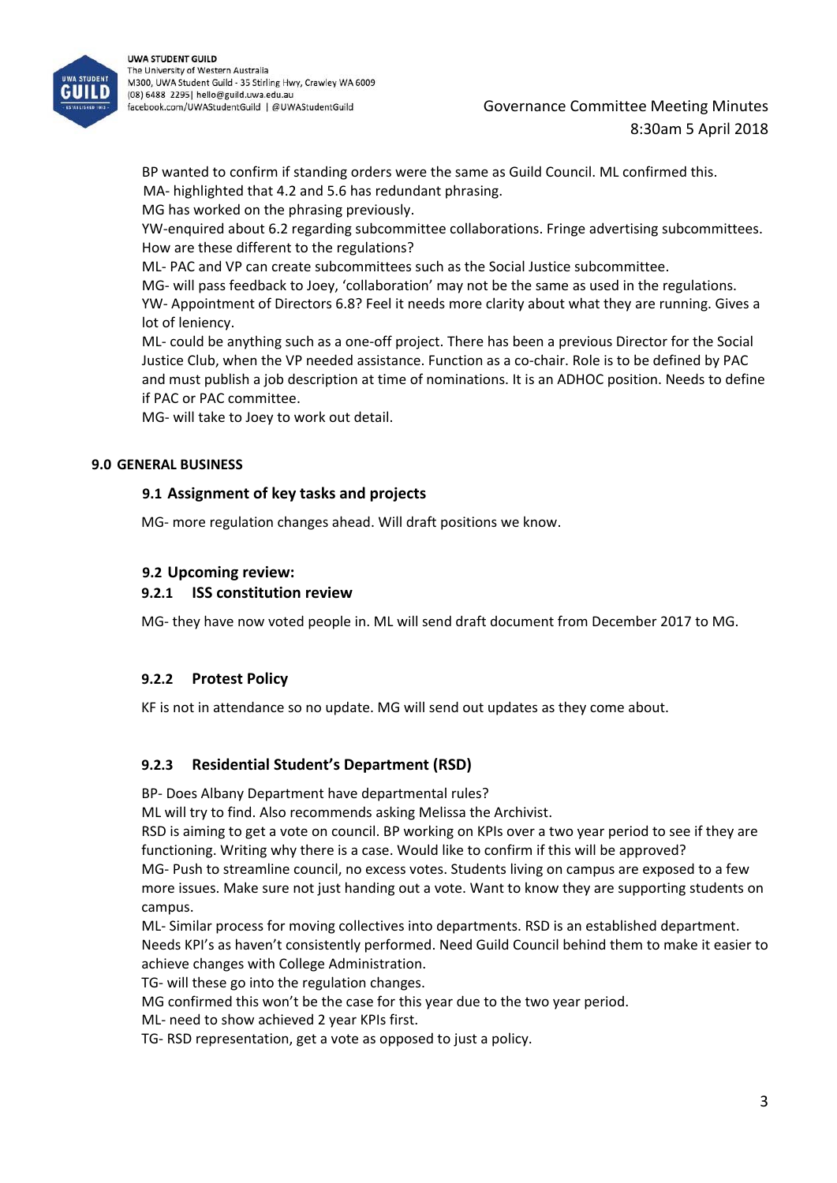BP wanted to confirm if standing orders were the same as Guild Council. ML confirmed this.
MA- highlighted that 4.2 and 5.6 has redundant phrasing.
MG has worked on the phrasing previously.
YW-enquired about 6.2 regarding subcommittee collaborations. Fringe advertising subcommittees. How are these different to the regulations?
ML- PAC and VP can create subcommittees such as the Social Justice subcommittee.
MG- will pass feedback to Joey, 'collaboration' may not be the same as used in the regulations.
YW- Appointment of Directors 6.8? Feel it needs more clarity about what they are running. Gives a lot of leniency.
ML- could be anything such as a one-off project. There has been a previous Director for the Social Justice Club, when the VP needed assistance. Function as a co-chair. Role is to be defined by PAC and must publish a job description at time of nominations. It is an ADHOC position. Needs to define if PAC or PAC committee.
MG- will take to Joey to work out detail.

## 9.0 GENERAL BUSINESS

### 9.1 Assignment of key tasks and projects

MG- more regulation changes ahead. Will draft positions we know.

### 9.2 Upcoming review:

#### 9.2.1 ISS constitution review

MG- they have now voted people in. ML will send draft document from December 2017 to MG.

#### 9.2.2 Protest Policy

KF is not in attendance so no update. MG will send out updates as they come about.

#### 9.2.3 Residential Student's Department (RSD)

BP- Does Albany Department have departmental rules?
ML will try to find. Also recommends asking Melissa the Archivist.
RSD is aiming to get a vote on council. BP working on KPIs over a two year period to see if they are functioning. Writing why there is a case. Would like to confirm if this will be approved?
MG- Push to streamline council, no excess votes. Students living on campus are exposed to a few more issues. Make sure not just handing out a vote. Want to know they are supporting students on campus.
ML- Similar process for moving collectives into departments. RSD is an established department. Needs KPI's as haven't consistently performed. Need Guild Council behind them to make it easier to achieve changes with College Administration.
TG- will these go into the regulation changes.
MG confirmed this won't be the case for this year due to the two year period.
ML- need to show achieved 2 year KPIs first.
TG- RSD representation, get a vote as opposed to just a policy.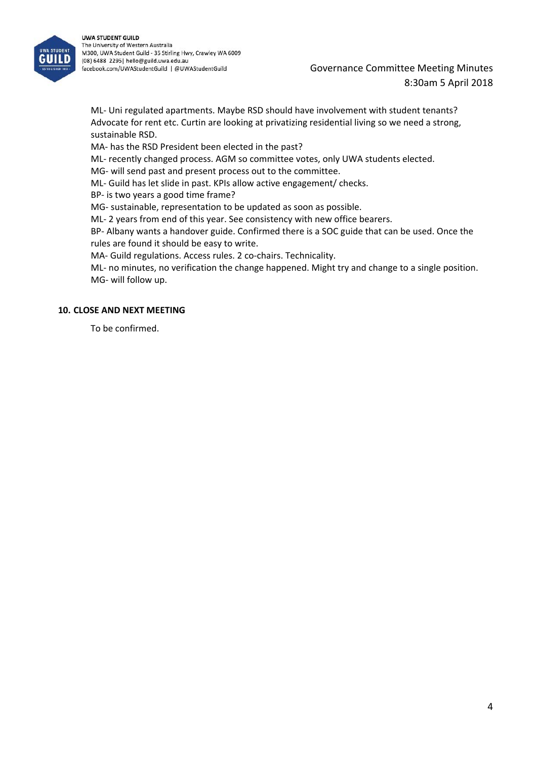ML- Uni regulated apartments. Maybe RSD should have involvement with student tenants? Advocate for rent etc. Curtin are looking at privatizing residential living so we need a strong, sustainable RSD.

MA- has the RSD President been elected in the past?

ML- recently changed process. AGM so committee votes, only UWA students elected.

MG- will send past and present process out to the committee.

ML- Guild has let slide in past. KPIs allow active engagement/ checks.

BP- is two years a good time frame?

MG- sustainable, representation to be updated as soon as possible.

ML- 2 years from end of this year. See consistency with new office bearers.

BP- Albany wants a handover guide. Confirmed there is a SOC guide that can be used. Once the rules are found it should be easy to write.

MA- Guild regulations. Access rules. 2 co-chairs. Technicality.

ML- no minutes, no verification the change happened. Might try and change to a single position.

MG- will follow up.

**10. CLOSE AND NEXT MEETING**

To be confirmed.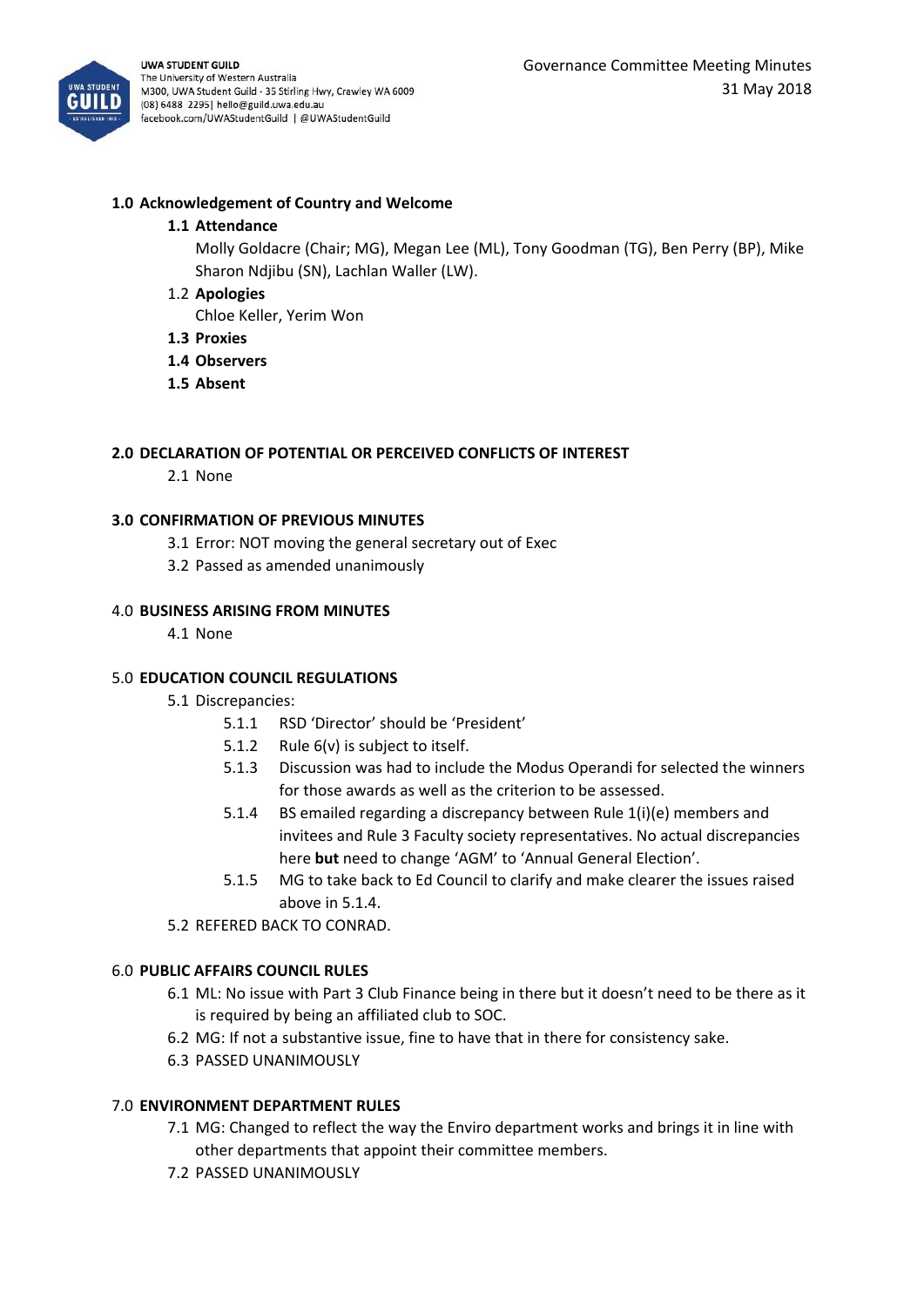## 1.0 Acknowledgement of Country and Welcome

**1.1 Attendance**

Molly Goldacre (Chair; MG), Megan Lee (ML), Tony Goodman (TG), Ben Perry (BP), Mike Sharon Ndjibu (SN), Lachlan Waller (LW).

1.2 **Apologies**

Chloe Keller, Yerim Won

**1.3 Proxies**

**1.4 Observers**

**1.5 Absent**

## 2.0 DECLARATION OF POTENTIAL OR PERCEIVED CONFLICTS OF INTEREST

2.1 None

## 3.0 CONFIRMATION OF PREVIOUS MINUTES

3.1 Error: NOT moving the general secretary out of Exec

3.2 Passed as amended unanimously

## 4.0 BUSINESS ARISING FROM MINUTES

4.1 None

## 5.0 EDUCATION COUNCIL REGULATIONS

5.1 Discrepancies:

5.1.1 RSD 'Director' should be 'President'

5.1.2 Rule 6(v) is subject to itself.

5.1.3 Discussion was had to include the Modus Operandi for selected the winners for those awards as well as the criterion to be assessed.

5.1.4 BS emailed regarding a discrepancy between Rule 1(i)(e) members and invitees and Rule 3 Faculty society representatives. No actual discrepancies here **but** need to change 'AGM' to 'Annual General Election'.

5.1.5 MG to take back to Ed Council to clarify and make clearer the issues raised above in 5.1.4.

5.2 REFERED BACK TO CONRAD.

## 6.0 PUBLIC AFFAIRS COUNCIL RULES

6.1 ML: No issue with Part 3 Club Finance being in there but it doesn't need to be there as it is required by being an affiliated club to SOC.

6.2 MG: If not a substantive issue, fine to have that in there for consistency sake.

6.3 PASSED UNANIMOUSLY

## 7.0 ENVIRONMENT DEPARTMENT RULES

7.1 MG: Changed to reflect the way the Enviro department works and brings it in line with other departments that appoint their committee members.

7.2 PASSED UNANIMOUSLY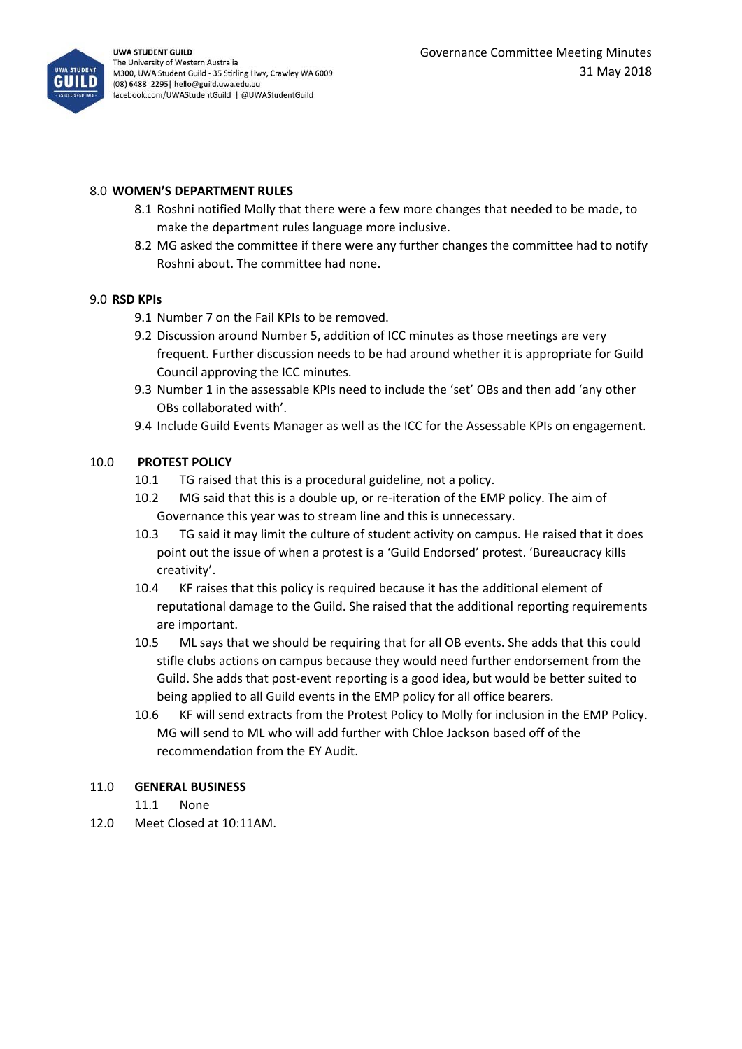## 8.0 WOMEN'S DEPARTMENT RULES

8.1 Roshni notified Molly that there were a few more changes that needed to be made, to make the department rules language more inclusive.

8.2 MG asked the committee if there were any further changes the committee had to notify Roshni about. The committee had none.

## 9.0 RSD KPIs

9.1 Number 7 on the Fail KPIs to be removed.

9.2 Discussion around Number 5, addition of ICC minutes as those meetings are very frequent. Further discussion needs to be had around whether it is appropriate for Guild Council approving the ICC minutes.

9.3 Number 1 in the assessable KPIs need to include the 'set' OBs and then add 'any other OBs collaborated with'.

9.4 Include Guild Events Manager as well as the ICC for the Assessable KPIs on engagement.

## 10.0 PROTEST POLICY

10.1 TG raised that this is a procedural guideline, not a policy.

10.2 MG said that this is a double up, or re-iteration of the EMP policy. The aim of Governance this year was to stream line and this is unnecessary.

10.3 TG said it may limit the culture of student activity on campus. He raised that it does point out the issue of when a protest is a 'Guild Endorsed' protest. 'Bureaucracy kills creativity'.

10.4 KF raises that this policy is required because it has the additional element of reputational damage to the Guild. She raised that the additional reporting requirements are important.

10.5 ML says that we should be requiring that for all OB events. She adds that this could stifle clubs actions on campus because they would need further endorsement from the Guild. She adds that post-event reporting is a good idea, but would be better suited to being applied to all Guild events in the EMP policy for all office bearers.

10.6 KF will send extracts from the Protest Policy to Molly for inclusion in the EMP Policy. MG will send to ML who will add further with Chloe Jackson based off of the recommendation from the EY Audit.

## 11.0 GENERAL BUSINESS

11.1 None

12.0 Meet Closed at 10:11AM.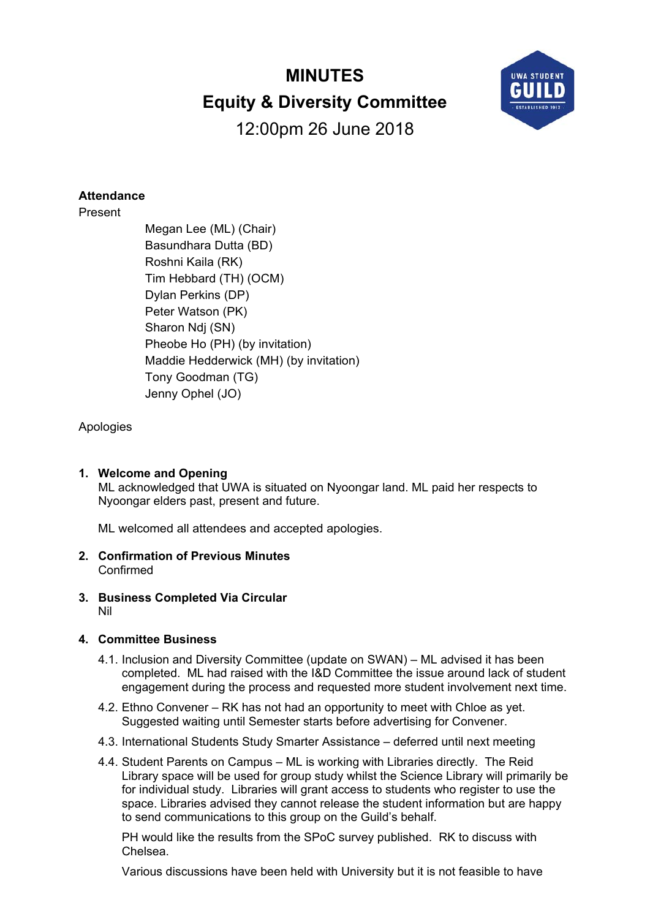# MINUTES

## Equity & Diversity Committee

12:00pm 26 June 2018

**Attendance**

Present

Megan Lee (ML) (Chair)
Basundhara Dutta (BD)
Roshni Kaila (RK)
Tim Hebbard (TH) (OCM)
Dylan Perkins (DP)
Peter Watson (PK)
Sharon Ndj (SN)
Pheobe Ho (PH) (by invitation)
Maddie Hedderwick (MH) (by invitation)
Tony Goodman (TG)
Jenny Ophel (JO)

Apologies

1. **Welcome and Opening**
   ML acknowledged that UWA is situated on Nyoongar land. ML paid her respects to Nyoongar elders past, present and future.

   ML welcomed all attendees and accepted apologies.

2. **Confirmation of Previous Minutes**
   Confirmed

3. **Business Completed Via Circular**
   Nil

4. **Committee Business**

   4.1. Inclusion and Diversity Committee (update on SWAN) – ML advised it has been completed. ML had raised with the I&D Committee the issue around lack of student engagement during the process and requested more student involvement next time.

   4.2. Ethno Convener – RK has not had an opportunity to meet with Chloe as yet. Suggested waiting until Semester starts before advertising for Convener.

   4.3. International Students Study Smarter Assistance – deferred until next meeting

   4.4. Student Parents on Campus – ML is working with Libraries directly. The Reid Library space will be used for group study whilst the Science Library will primarily be for individual study. Libraries will grant access to students who register to use the space. Libraries advised they cannot release the student information but are happy to send communications to this group on the Guild's behalf.

   PH would like the results from the SPoC survey published. RK to discuss with Chelsea.

   Various discussions have been held with University but it is not feasible to have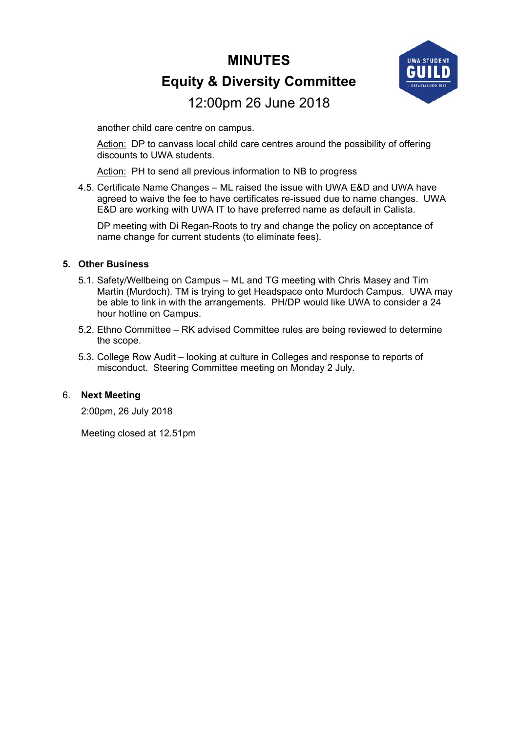another child care centre on campus.

Action: DP to canvass local child care centres around the possibility of offering discounts to UWA students.

Action: PH to send all previous information to NB to progress

4.5. Certificate Name Changes – ML raised the issue with UWA E&D and UWA have agreed to waive the fee to have certificates re-issued due to name changes. UWA E&D are working with UWA IT to have preferred name as default in Calista.

DP meeting with Di Regan-Roots to try and change the policy on acceptance of name change for current students (to eliminate fees).

## 5. Other Business

5.1. Safety/Wellbeing on Campus – ML and TG meeting with Chris Masey and Tim Martin (Murdoch). TM is trying to get Headspace onto Murdoch Campus. UWA may be able to link in with the arrangements. PH/DP would like UWA to consider a 24 hour hotline on Campus.

5.2. Ethno Committee – RK advised Committee rules are being reviewed to determine the scope.

5.3. College Row Audit – looking at culture in Colleges and response to reports of misconduct. Steering Committee meeting on Monday 2 July.

## 6. Next Meeting

2:00pm, 26 July 2018

Meeting closed at 12.51pm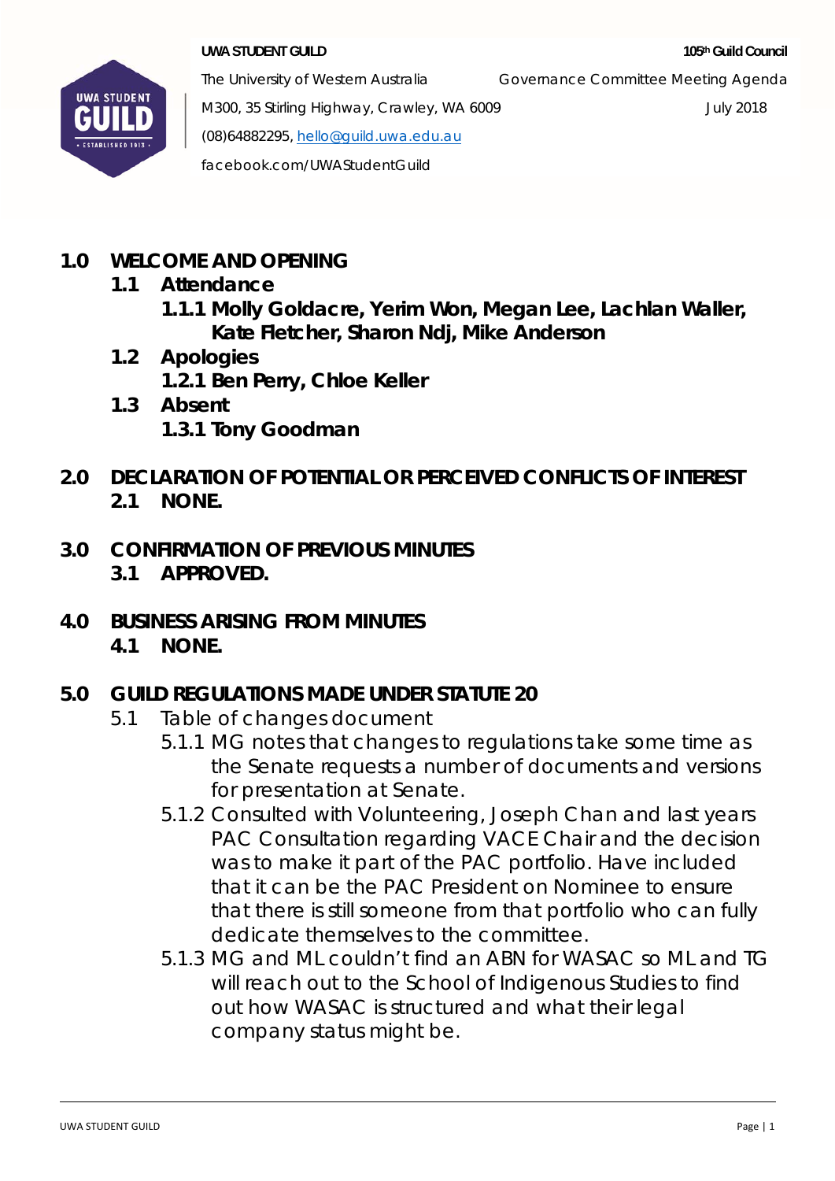**UWA STUDENT GUILD** — **105th Guild Council**

The University of Western Australia — Governance Committee Meeting Agenda

M300, 35 Stirling Highway, Crawley, WA 6009 — July 2018

(08)64882295, hello@guild.uwa.edu.au

facebook.com/UWAStudentGuild

## 1.0 WELCOME AND OPENING

**1.1 Attendance**

**1.1.1 Molly Goldacre, Yerim Won, Megan Lee, Lachlan Waller, Kate Fletcher, Sharon Ndj, Mike Anderson**

**1.2 Apologies**

**1.2.1 Ben Perry, Chloe Keller**

**1.3 Absent**

**1.3.1 Tony Goodman**

## 2.0 DECLARATION OF POTENTIAL OR PERCEIVED CONFLICTS OF INTEREST

**2.1 NONE.**

## 3.0 CONFIRMATION OF PREVIOUS MINUTES

**3.1 APPROVED.**

## 4.0 BUSINESS ARISING FROM MINUTES

**4.1 NONE.**

## 5.0 GUILD REGULATIONS MADE UNDER STATUTE 20

5.1 Table of changes document

5.1.1 MG notes that changes to regulations take some time as the Senate requests a number of documents and versions for presentation at Senate.

5.1.2 Consulted with Volunteering, Joseph Chan and last years PAC Consultation regarding VACE Chair and the decision was to make it part of the PAC portfolio. Have included that it can be the PAC President on Nominee to ensure that there is still someone from that portfolio who can fully dedicate themselves to the committee.

5.1.3 MG and ML couldn't find an ABN for WASAC so ML and TG will reach out to the School of Indigenous Studies to find out how WASAC is structured and what their legal company status might be.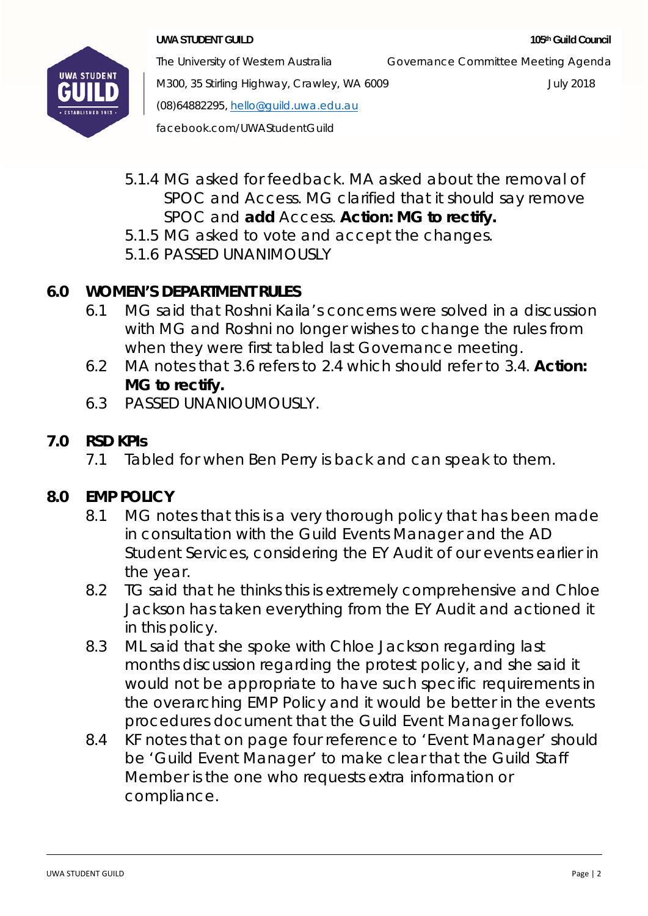5.1.4 MG asked for feedback. MA asked about the removal of SPOC and Access. MG clarified that it should say remove SPOC and **add** Access. **Action: MG to rectify.**

5.1.5 MG asked to vote and accept the changes.

5.1.6 PASSED UNANIMOUSLY

## 6.0 WOMEN'S DEPARTMENT RULES

6.1 MG said that Roshni Kaila's concerns were solved in a discussion with MG and Roshni no longer wishes to change the rules from when they were first tabled last Governance meeting.

6.2 MA notes that 3.6 refers to 2.4 which should refer to 3.4. **Action: MG to rectify.**

6.3 PASSED UNANIOUMOUSLY.

## 7.0 RSD KPIs

7.1 Tabled for when Ben Perry is back and can speak to them.

## 8.0 EMP POLICY

8.1 MG notes that this is a very thorough policy that has been made in consultation with the Guild Events Manager and the AD Student Services, considering the EY Audit of our events earlier in the year.

8.2 TG said that he thinks this is extremely comprehensive and Chloe Jackson has taken everything from the EY Audit and actioned it in this policy.

8.3 ML said that she spoke with Chloe Jackson regarding last months discussion regarding the protest policy, and she said it would not be appropriate to have such specific requirements in the overarching EMP Policy and it would be better in the events procedures document that the Guild Event Manager follows.

8.4 KF notes that on page four reference to 'Event Manager' should be 'Guild Event Manager' to make clear that the Guild Staff Member is the one who requests extra information or compliance.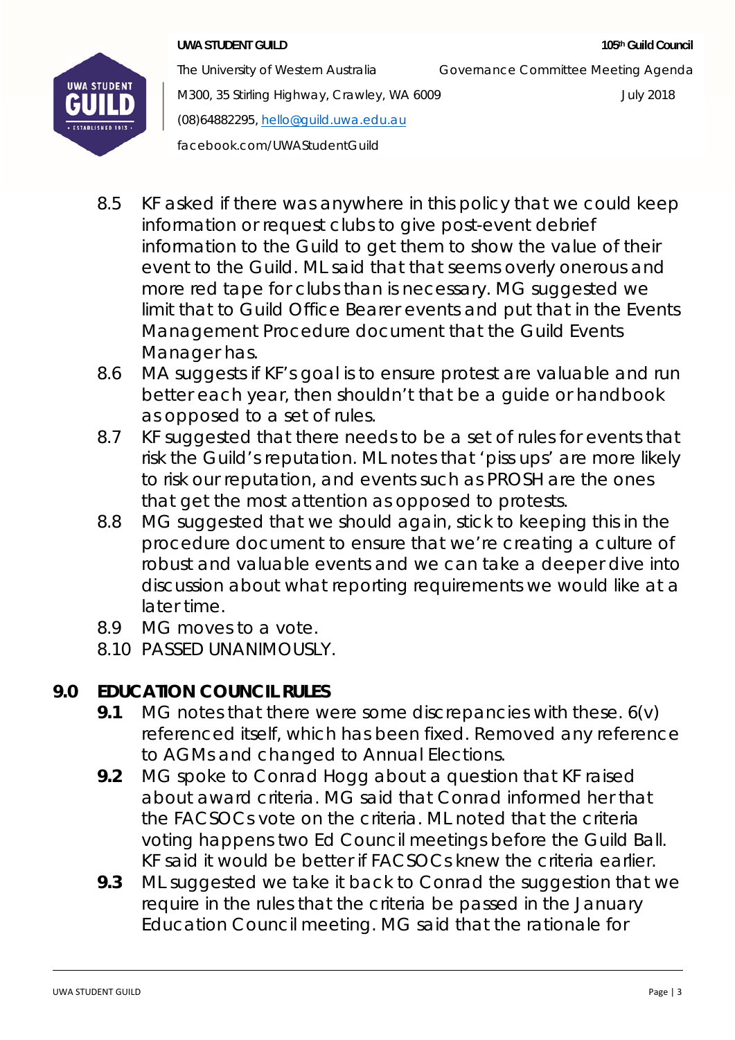8.5 KF asked if there was anywhere in this policy that we could keep information or request clubs to give post-event debrief information to the Guild to get them to show the value of their event to the Guild. ML said that that seems overly onerous and more red tape for clubs than is necessary. MG suggested we limit that to Guild Office Bearer events and put that in the Events Management Procedure document that the Guild Events Manager has.

8.6 MA suggests if KF's goal is to ensure protest are valuable and run better each year, then shouldn't that be a guide or handbook as opposed to a set of rules.

8.7 KF suggested that there needs to be a set of rules for events that risk the Guild's reputation. ML notes that 'piss ups' are more likely to risk our reputation, and events such as PROSH are the ones that get the most attention as opposed to protests.

8.8 MG suggested that we should again, stick to keeping this in the procedure document to ensure that we're creating a culture of robust and valuable events and we can take a deeper dive into discussion about what reporting requirements we would like at a later time.

8.9 MG moves to a vote.

8.10 PASSED UNANIMOUSLY.

## 9.0 EDUCATION COUNCIL RULES

**9.1** MG notes that there were some discrepancies with these. 6(v) referenced itself, which has been fixed. Removed any reference to AGMs and changed to Annual Elections.

**9.2** MG spoke to Conrad Hogg about a question that KF raised about award criteria. MG said that Conrad informed her that the FACSOCs vote on the criteria. ML noted that the criteria voting happens two Ed Council meetings before the Guild Ball. KF said it would be better if FACSOCs knew the criteria earlier.

**9.3** ML suggested we take it back to Conrad the suggestion that we require in the rules that the criteria be passed in the January Education Council meeting. MG said that the rationale for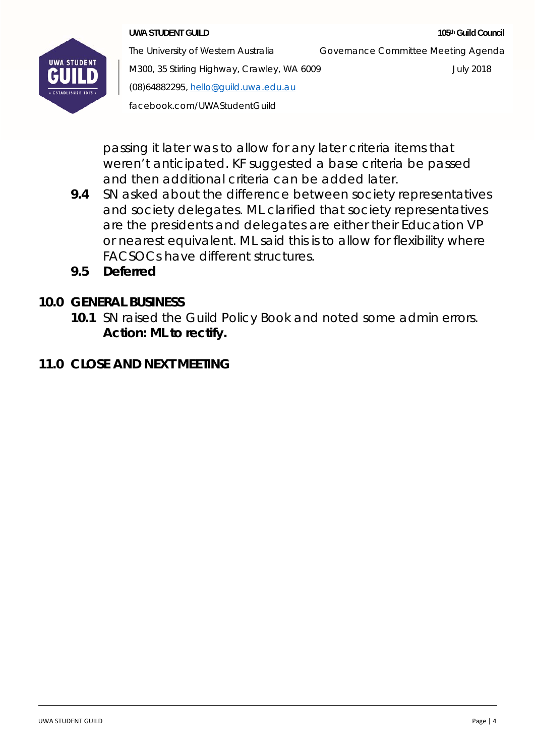passing it later was to allow for any later criteria items that weren't anticipated. KF suggested a base criteria be passed and then additional criteria can be added later.

**9.4** SN asked about the difference between society representatives and society delegates. ML clarified that society representatives are the presidents and delegates are either their Education VP or nearest equivalent. ML said this is to allow for flexibility where FACSOCs have different structures.

**9.5** **Deferred**

## 10.0 GENERAL BUSINESS

**10.1** SN raised the Guild Policy Book and noted some admin errors. **Action: ML to rectify.**

## 11.0 CLOSE AND NEXT MEETING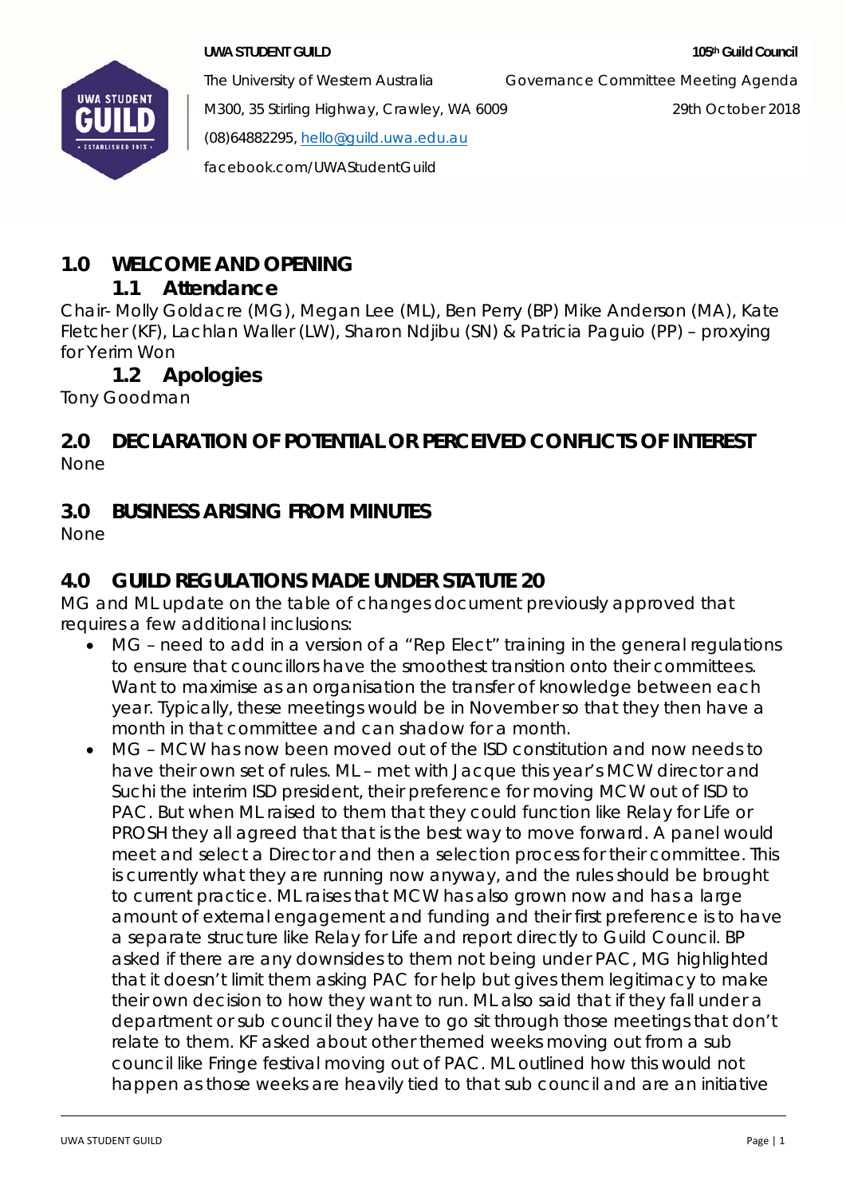UWA STUDENT GUILD — 105th Guild Council

The University of Western Australia — Governance Committee Meeting Agenda

M300, 35 Stirling Highway, Crawley, WA 6009 — 29th October 2018

(08)64882295, hello@guild.uwa.edu.au

facebook.com/UWAStudentGuild

## 1.0 WELCOME AND OPENING

### 1.1 Attendance

Chair- Molly Goldacre (MG), Megan Lee (ML), Ben Perry (BP) Mike Anderson (MA), Kate Fletcher (KF), Lachlan Waller (LW), Sharon Ndjibu (SN) & Patricia Paguio (PP) – proxying for Yerim Won

### 1.2 Apologies

Tony Goodman

## 2.0 DECLARATION OF POTENTIAL OR PERCEIVED CONFLICTS OF INTEREST

None

## 3.0 BUSINESS ARISING FROM MINUTES

None

## 4.0 GUILD REGULATIONS MADE UNDER STATUTE 20

MG and ML update on the table of changes document previously approved that requires a few additional inclusions:

- MG – need to add in a version of a "Rep Elect" training in the general regulations to ensure that councillors have the smoothest transition onto their committees. Want to maximise as an organisation the transfer of knowledge between each year. Typically, these meetings would be in November so that they then have a month in that committee and can shadow for a month.
- MG – MCW has now been moved out of the ISD constitution and now needs to have their own set of rules. ML – met with Jacque this year's MCW director and Suchi the interim ISD president, their preference for moving MCW out of ISD to PAC. But when ML raised to them that they could function like Relay for Life or PROSH they all agreed that that is the best way to move forward. A panel would meet and select a Director and then a selection process for their committee. This is currently what they are running now anyway, and the rules should be brought to current practice. ML raises that MCW has also grown now and has a large amount of external engagement and funding and their first preference is to have a separate structure like Relay for Life and report directly to Guild Council. BP asked if there are any downsides to them not being under PAC, MG highlighted that it doesn't limit them asking PAC for help but gives them legitimacy to make their own decision to how they want to run. ML also said that if they fall under a department or sub council they have to go sit through those meetings that don't relate to them. KF asked about other themed weeks moving out from a sub council like Fringe festival moving out of PAC. ML outlined how this would not happen as those weeks are heavily tied to that sub council and are an initiative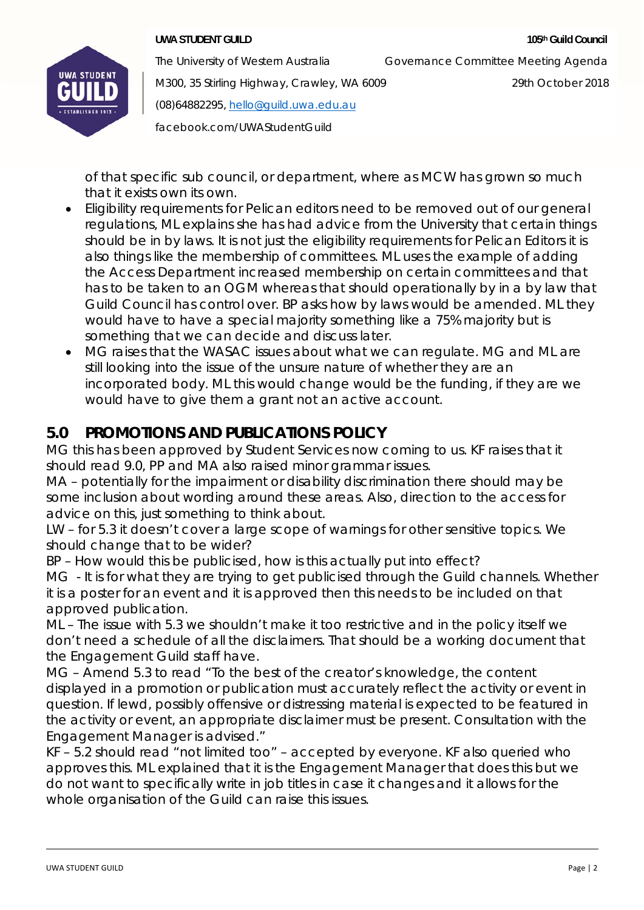of that specific sub council, or department, where as MCW has grown so much that it exists own its own.

- Eligibility requirements for Pelican editors need to be removed out of our general regulations, ML explains she has had advice from the University that certain things should be in by laws. It is not just the eligibility requirements for Pelican Editors it is also things like the membership of committees. ML uses the example of adding the Access Department increased membership on certain committees and that has to be taken to an OGM whereas that should operationally by in a by law that Guild Council has control over. BP asks how by laws would be amended. ML they would have to have a special majority something like a 75% majority but is something that we can decide and discuss later.
- MG raises that the WASAC issues about what we can regulate. MG and ML are still looking into the issue of the unsure nature of whether they are an incorporated body. ML this would change would be the funding, if they are we would have to give them a grant not an active account.

## 5.0 PROMOTIONS AND PUBLICATIONS POLICY

MG this has been approved by Student Services now coming to us. KF raises that it should read 9.0, PP and MA also raised minor grammar issues.

MA – potentially for the impairment or disability discrimination there should may be some inclusion about wording around these areas. Also, direction to the access for advice on this, just something to think about.

LW – for 5.3 it doesn't cover a large scope of warnings for other sensitive topics. We should change that to be wider?

BP – How would this be publicised, how is this actually put into effect?

MG - It is for what they are trying to get publicised through the Guild channels. Whether it is a poster for an event and it is approved then this needs to be included on that approved publication.

ML – The issue with 5.3 we shouldn't make it too restrictive and in the policy itself we don't need a schedule of all the disclaimers. That should be a working document that the Engagement Guild staff have.

MG – Amend 5.3 to read "To the best of the creator's knowledge, the content displayed in a promotion or publication must accurately reflect the activity or event in question. If lewd, possibly offensive or distressing material is expected to be featured in the activity or event, an appropriate disclaimer must be present. Consultation with the Engagement Manager is advised."

KF – 5.2 should read "not limited too" – accepted by everyone. KF also queried who approves this. ML explained that it is the Engagement Manager that does this but we do not want to specifically write in job titles in case it changes and it allows for the whole organisation of the Guild can raise this issues.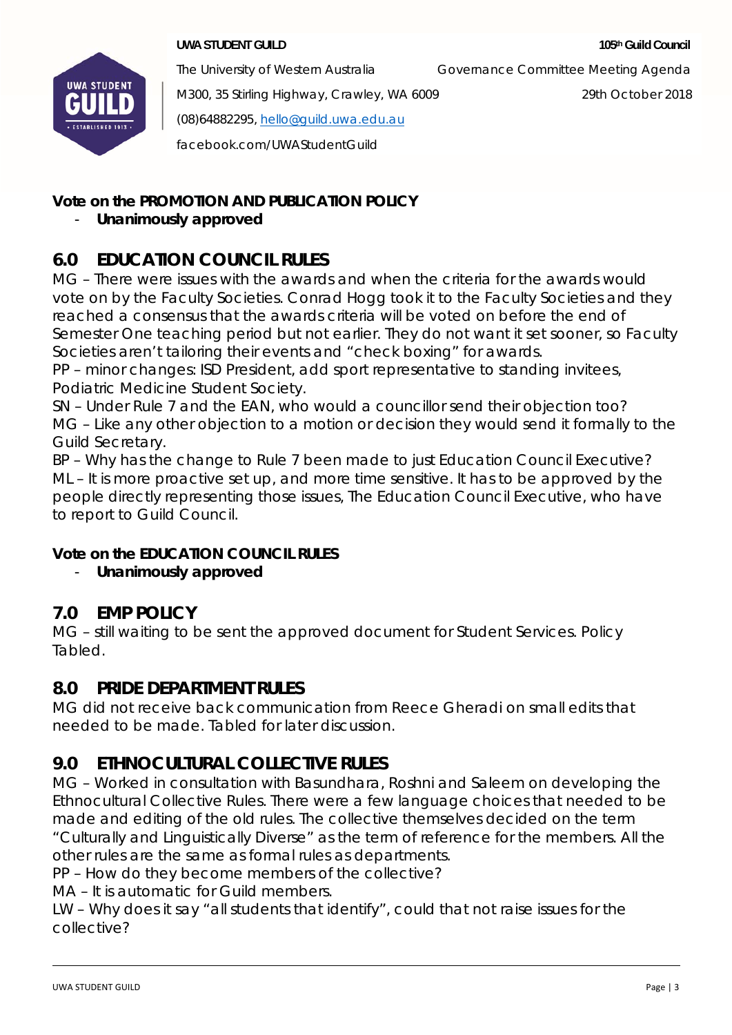**Vote on the PROMOTION AND PUBLICATION POLICY**

- **Unanimously approved**

## 6.0 EDUCATION COUNCIL RULES

MG – There were issues with the awards and when the criteria for the awards would vote on by the Faculty Societies. Conrad Hogg took it to the Faculty Societies and they reached a consensus that the awards criteria will be voted on before the end of Semester One teaching period but not earlier. They do not want it set sooner, so Faculty Societies aren't tailoring their events and "check boxing" for awards.
PP – minor changes: ISD President, add sport representative to standing invitees, Podiatric Medicine Student Society.
SN – Under Rule 7 and the EAN, who would a councillor send their objection too?
MG – Like any other objection to a motion or decision they would send it formally to the Guild Secretary.
BP – Why has the change to Rule 7 been made to just Education Council Executive?
ML – It is more proactive set up, and more time sensitive. It has to be approved by the people directly representing those issues, The Education Council Executive, who have to report to Guild Council.

**Vote on the EDUCATION COUNCIL RULES**

- **Unanimously approved**

## 7.0 EMP POLICY

MG – still waiting to be sent the approved document for Student Services. Policy Tabled.

## 8.0 PRIDE DEPARTMENT RULES

MG did not receive back communication from Reece Gheradi on small edits that needed to be made. Tabled for later discussion.

## 9.0 ETHNOCULTURAL COLLECTIVE RULES

MG – Worked in consultation with Basundhara, Roshni and Saleem on developing the Ethnocultural Collective Rules. There were a few language choices that needed to be made and editing of the old rules. The collective themselves decided on the term "Culturally and Linguistically Diverse" as the term of reference for the members. All the other rules are the same as formal rules as departments.
PP – How do they become members of the collective?
MA – It is automatic for Guild members.
LW – Why does it say "all students that identify", could that not raise issues for the collective?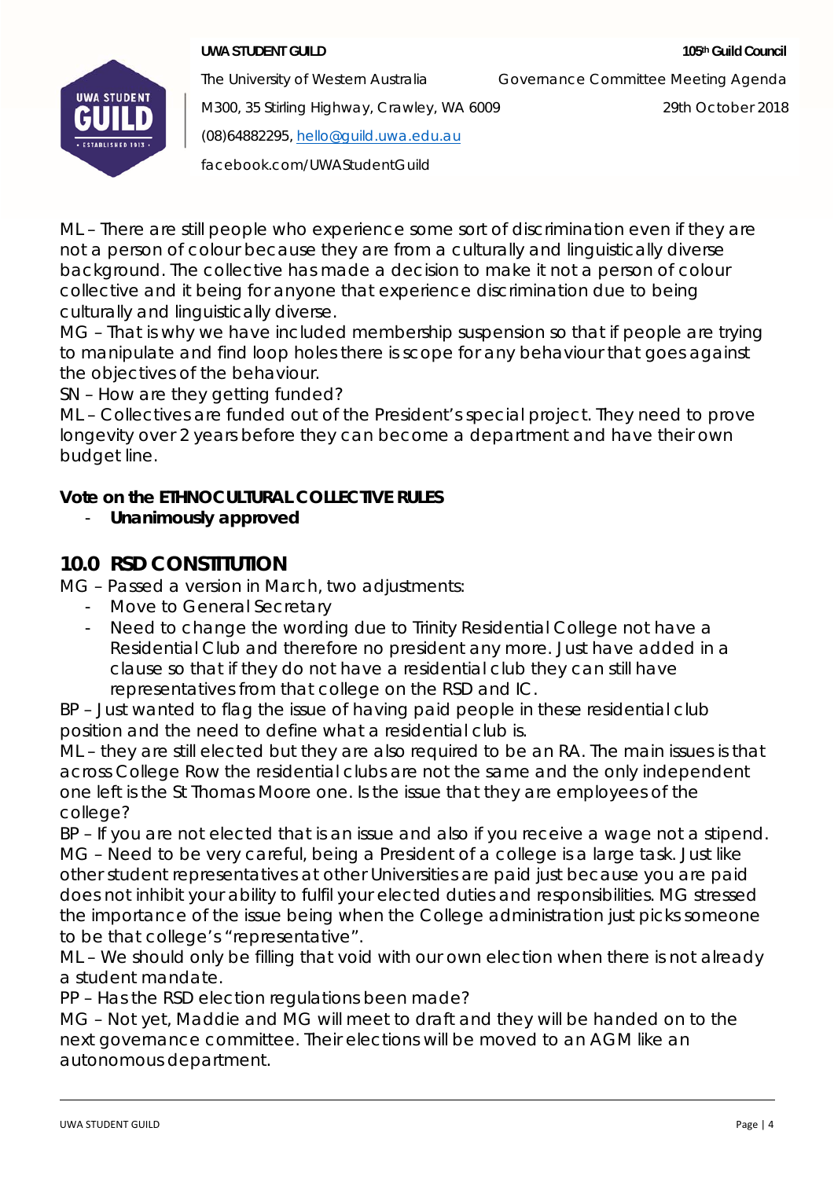ML – There are still people who experience some sort of discrimination even if they are not a person of colour because they are from a culturally and linguistically diverse background. The collective has made a decision to make it not a person of colour collective and it being for anyone that experience discrimination due to being culturally and linguistically diverse.
MG – That is why we have included membership suspension so that if people are trying to manipulate and find loop holes there is scope for any behaviour that goes against the objectives of the behaviour.
SN – How are they getting funded?
ML – Collectives are funded out of the President's special project. They need to prove longevity over 2 years before they can become a department and have their own budget line.

**Vote on the ETHNOCULTURAL COLLECTIVE RULES**

- ***Unanimously approved***

## 10.0 RSD CONSTITUTION

MG – Passed a version in March, two adjustments:

- Move to General Secretary
- Need to change the wording due to Trinity Residential College not have a Residential Club and therefore no president any more. Just have added in a clause so that if they do not have a residential club they can still have representatives from that college on the RSD and IC.

BP – Just wanted to flag the issue of having paid people in these residential club position and the need to define what a residential club is.
ML – they are still elected but they are also required to be an RA. The main issues is that across College Row the residential clubs are not the same and the only independent one left is the St Thomas Moore one. Is the issue that they are employees of the college?
BP – If you are not elected that is an issue and also if you receive a wage not a stipend.
MG – Need to be very careful, being a President of a college is a large task. Just like other student representatives at other Universities are paid just because you are paid does not inhibit your ability to fulfil your elected duties and responsibilities. MG stressed the importance of the issue being when the College administration just picks someone to be that college's "representative".
ML – We should only be filling that void with our own election when there is not already a student mandate.
PP – Has the RSD election regulations been made?
MG – Not yet, Maddie and MG will meet to draft and they will be handed on to the next governance committee. Their elections will be moved to an AGM like an autonomous department.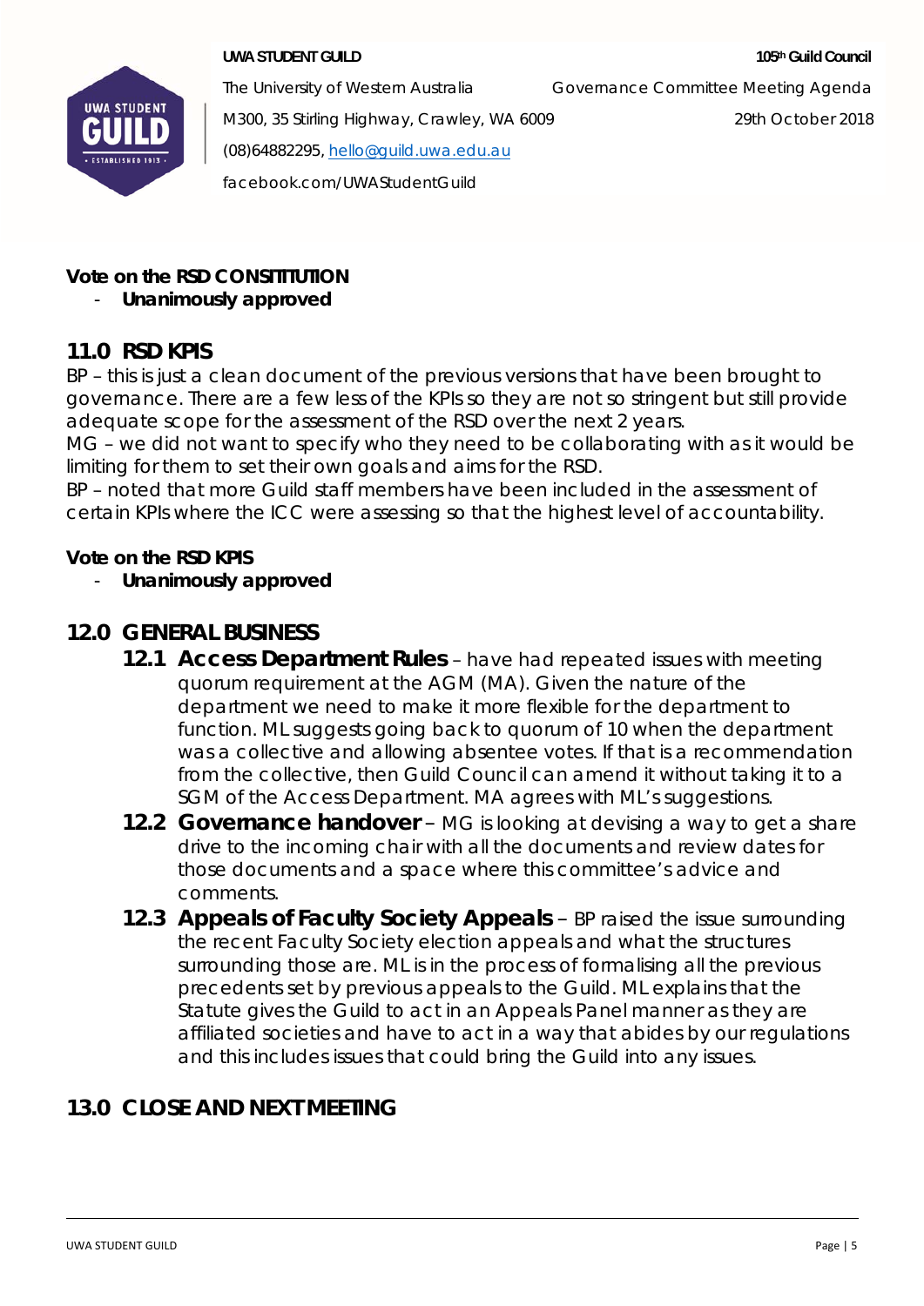**Vote on the RSD CONSTITUTION**

- ***Unanimously approved***

## 11.0 RSD KPIS

BP – this is just a clean document of the previous versions that have been brought to governance. There are a few less of the KPIs so they are not so stringent but still provide adequate scope for the assessment of the RSD over the next 2 years.

MG – we did not want to specify who they need to be collaborating with as it would be limiting for them to set their own goals and aims for the RSD.

BP – noted that more Guild staff members have been included in the assessment of certain KPIs where the ICC were assessing so that the highest level of accountability.

**Vote on the RSD KPIS**

- ***Unanimously approved***

## 12.0 GENERAL BUSINESS

**12.1 Access Department Rules** – have had repeated issues with meeting quorum requirement at the AGM (MA). Given the nature of the department we need to make it more flexible for the department to function. ML suggests going back to quorum of 10 when the department was a collective and allowing absentee votes. If that is a recommendation from the collective, then Guild Council can amend it without taking it to a SGM of the Access Department. MA agrees with ML's suggestions.

**12.2 Governance handover** – MG is looking at devising a way to get a share drive to the incoming chair with all the documents and review dates for those documents and a space where this committee's advice and comments.

**12.3 Appeals of Faculty Society Appeals** – BP raised the issue surrounding the recent Faculty Society election appeals and what the structures surrounding those are. ML is in the process of formalising all the previous precedents set by previous appeals to the Guild. ML explains that the Statute gives the Guild to act in an Appeals Panel manner as they are affiliated societies and have to act in a way that abides by our regulations and this includes issues that could bring the Guild into any issues.

## 13.0 CLOSE AND NEXT MEETING